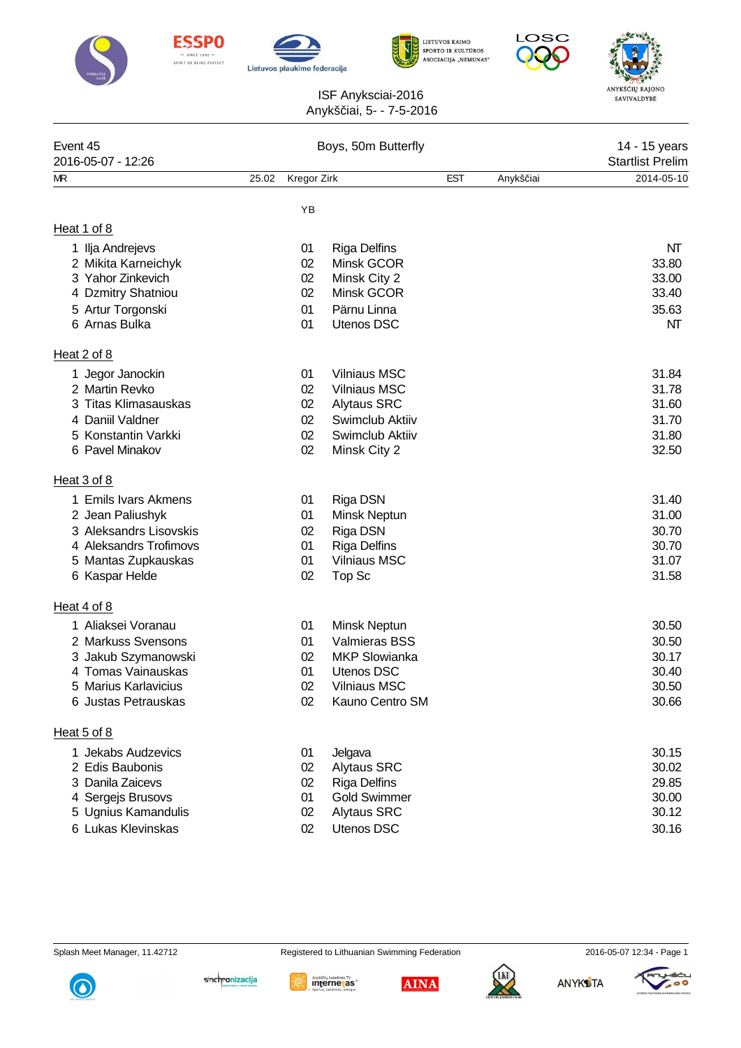ISF Anyksciai-2016
Anykščiai, 5- - 7-5-2016

| Event 45 | Boys, 50m Butterfly | 14 - 15 years |
|---|---|---|
| 2016-05-07 - 12:26 | | Startlist Prelim |

| MR | 25.02 | Kregor Zirk | EST | Anykščiai | 2014-05-10 |
|---|---|---|---|---|---|

### Heat 1 of 8

| | Name | YB | Club | Time |
|---|---|---|---|---|
| 1 | Ilja Andrejevs | 01 | Riga Delfins | NT |
| 2 | Mikita Karneichyk | 02 | Minsk GCOR | 33.80 |
| 3 | Yahor Zinkevich | 02 | Minsk City 2 | 33.00 |
| 4 | Dzmitry Shatniou | 02 | Minsk GCOR | 33.40 |
| 5 | Artur Torgonski | 01 | Pärnu Linna | 35.63 |
| 6 | Arnas Bulka | 01 | Utenos DSC | NT |

### Heat 2 of 8

| | Name | YB | Club | Time |
|---|---|---|---|---|
| 1 | Jegor Janockin | 01 | Vilniaus MSC | 31.84 |
| 2 | Martin Revko | 02 | Vilniaus MSC | 31.78 |
| 3 | Titas Klimasauskas | 02 | Alytaus SRC | 31.60 |
| 4 | Daniil Valdner | 02 | Swimclub Aktiiv | 31.70 |
| 5 | Konstantin Varkki | 02 | Swimclub Aktiiv | 31.80 |
| 6 | Pavel Minakov | 02 | Minsk City 2 | 32.50 |

### Heat 3 of 8

| | Name | YB | Club | Time |
|---|---|---|---|---|
| 1 | Emils Ivars Akmens | 01 | Riga DSN | 31.40 |
| 2 | Jean Paliushyk | 01 | Minsk Neptun | 31.00 |
| 3 | Aleksandrs Lisovskis | 02 | Riga DSN | 30.70 |
| 4 | Aleksandrs Trofimovs | 01 | Riga Delfins | 30.70 |
| 5 | Mantas Zupkauskas | 01 | Vilniaus MSC | 31.07 |
| 6 | Kaspar Helde | 02 | Top Sc | 31.58 |

### Heat 4 of 8

| | Name | YB | Club | Time |
|---|---|---|---|---|
| 1 | Aliaksei Voranau | 01 | Minsk Neptun | 30.50 |
| 2 | Markuss Svensons | 01 | Valmieras BSS | 30.50 |
| 3 | Jakub Szymanowski | 02 | MKP Slowianka | 30.17 |
| 4 | Tomas Vainauskas | 01 | Utenos DSC | 30.40 |
| 5 | Marius Karlavicius | 02 | Vilniaus MSC | 30.50 |
| 6 | Justas Petrauskas | 02 | Kauno Centro SM | 30.66 |

### Heat 5 of 8

| | Name | YB | Club | Time |
|---|---|---|---|---|
| 1 | Jekabs Audzevics | 01 | Jelgava | 30.15 |
| 2 | Edis Baubonis | 02 | Alytaus SRC | 30.02 |
| 3 | Danila Zaicevs | 02 | Riga Delfins | 29.85 |
| 4 | Sergejs Brusovs | 01 | Gold Swimmer | 30.00 |
| 5 | Ugnius Kamandulis | 02 | Alytaus SRC | 30.12 |
| 6 | Lukas Klevinskas | 02 | Utenos DSC | 30.16 |

Splash Meet Manager, 11.42712 — Registered to Lithuanian Swimming Federation — 2016-05-07 12:34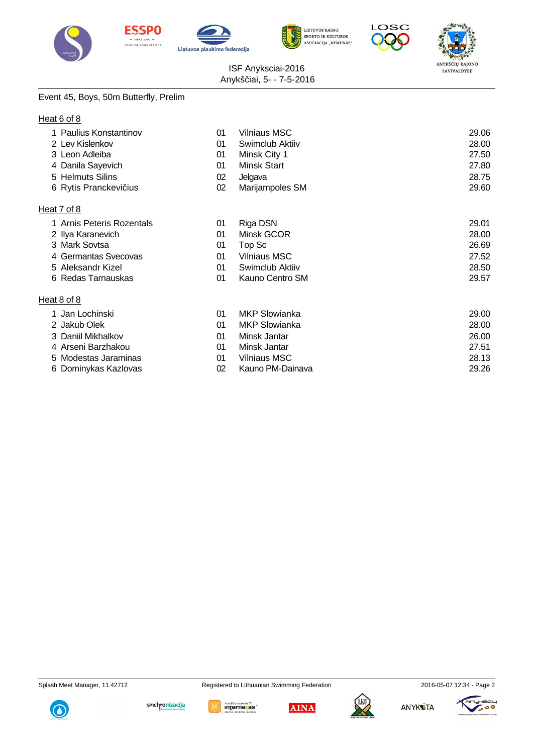ISF Anyksciai-2016
Anykščiai, 5- - 7-5-2016

Event 45, Boys, 50m Butterfly, Prelim

Heat 6 of 8

| | | | | |
|---|---|---|---|---|
| 1 | Paulius Konstantinov | 01 | Vilniaus MSC | 29.06 |
| 2 | Lev Kislenkov | 01 | Swimclub Aktiiv | 28.00 |
| 3 | Leon Adleiba | 01 | Minsk City 1 | 27.50 |
| 4 | Danila Sayevich | 01 | Minsk Start | 27.80 |
| 5 | Helmuts Silins | 02 | Jelgava | 28.75 |
| 6 | Rytis Pranckevičius | 02 | Marijampoles SM | 29.60 |

Heat 7 of 8

| | | | | |
|---|---|---|---|---|
| 1 | Arnis Peteris Rozentals | 01 | Riga DSN | 29.01 |
| 2 | Ilya Karanevich | 01 | Minsk GCOR | 28.00 |
| 3 | Mark Sovtsa | 01 | Top Sc | 26.69 |
| 4 | Germantas Svecovas | 01 | Vilniaus MSC | 27.52 |
| 5 | Aleksandr Kizel | 01 | Swimclub Aktiiv | 28.50 |
| 6 | Redas Tarnauskas | 01 | Kauno Centro SM | 29.57 |

Heat 8 of 8

| | | | | |
|---|---|---|---|---|
| 1 | Jan Lochinski | 01 | MKP Slowianka | 29.00 |
| 2 | Jakub Olek | 01 | MKP Slowianka | 28.00 |
| 3 | Daniil Mikhalkov | 01 | Minsk Jantar | 26.00 |
| 4 | Arseni Barzhakou | 01 | Minsk Jantar | 27.51 |
| 5 | Modestas Jaraminas | 01 | Vilniaus MSC | 28.13 |
| 6 | Dominykas Kazlovas | 02 | Kauno PM-Dainava | 29.26 |

Splash Meet Manager, 11.42712    Registered to Lithuanian Swimming Federation    2016-05-07 12:34